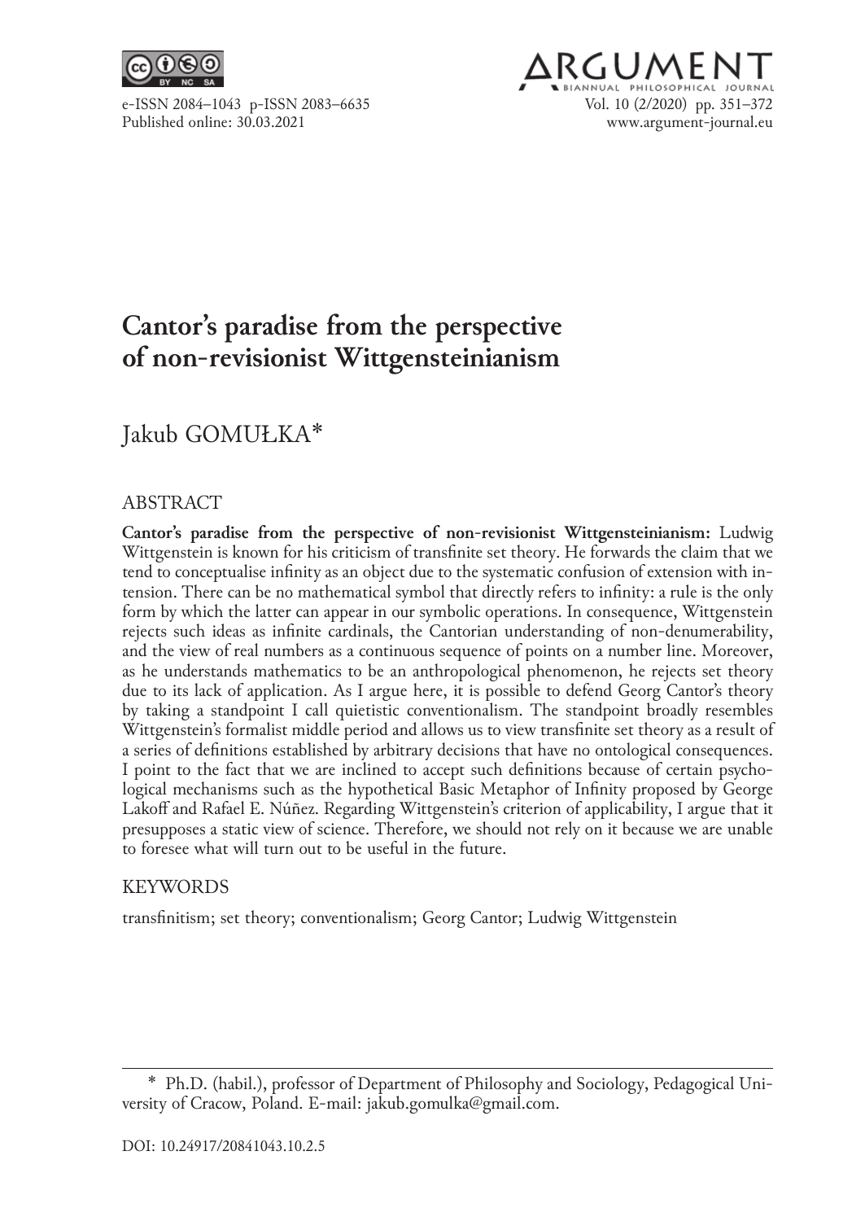# Cantor's paradise from the perspective of non-revisionist Wittgensteinianism

Jakub GOMUŁKA*

## ABSTRACT

**Cantor's paradise from the perspective of non-revisionist Wittgensteinianism:** Ludwig Wittgenstein is known for his criticism of transfinite set theory. He forwards the claim that we tend to conceptualise infinity as an object due to the systematic confusion of extension with intension. There can be no mathematical symbol that directly refers to infinity: a rule is the only form by which the latter can appear in our symbolic operations. In consequence, Wittgenstein rejects such ideas as infinite cardinals, the Cantorian understanding of non-denumerability, and the view of real numbers as a continuous sequence of points on a number line. Moreover, as he understands mathematics to be an anthropological phenomenon, he rejects set theory due to its lack of application. As I argue here, it is possible to defend Georg Cantor's theory by taking a standpoint I call quietistic conventionalism. The standpoint broadly resembles Wittgenstein's formalist middle period and allows us to view transfinite set theory as a result of a series of definitions established by arbitrary decisions that have no ontological consequences. I point to the fact that we are inclined to accept such definitions because of certain psychological mechanisms such as the hypothetical Basic Metaphor of Infinity proposed by George Lakoff and Rafael E. Núñez. Regarding Wittgenstein's criterion of applicability, I argue that it presupposes a static view of science. Therefore, we should not rely on it because we are unable to foresee what will turn out to be useful in the future.

## KEYWORDS

transfinitism; set theory; conventionalism; Georg Cantor; Ludwig Wittgenstein

---

\* Ph.D. (habil.), professor of Department of Philosophy and Sociology, Pedagogical University of Cracow, Poland. E-mail: jakub.gomulka@gmail.com.

DOI: 10.24917/20841043.10.2.5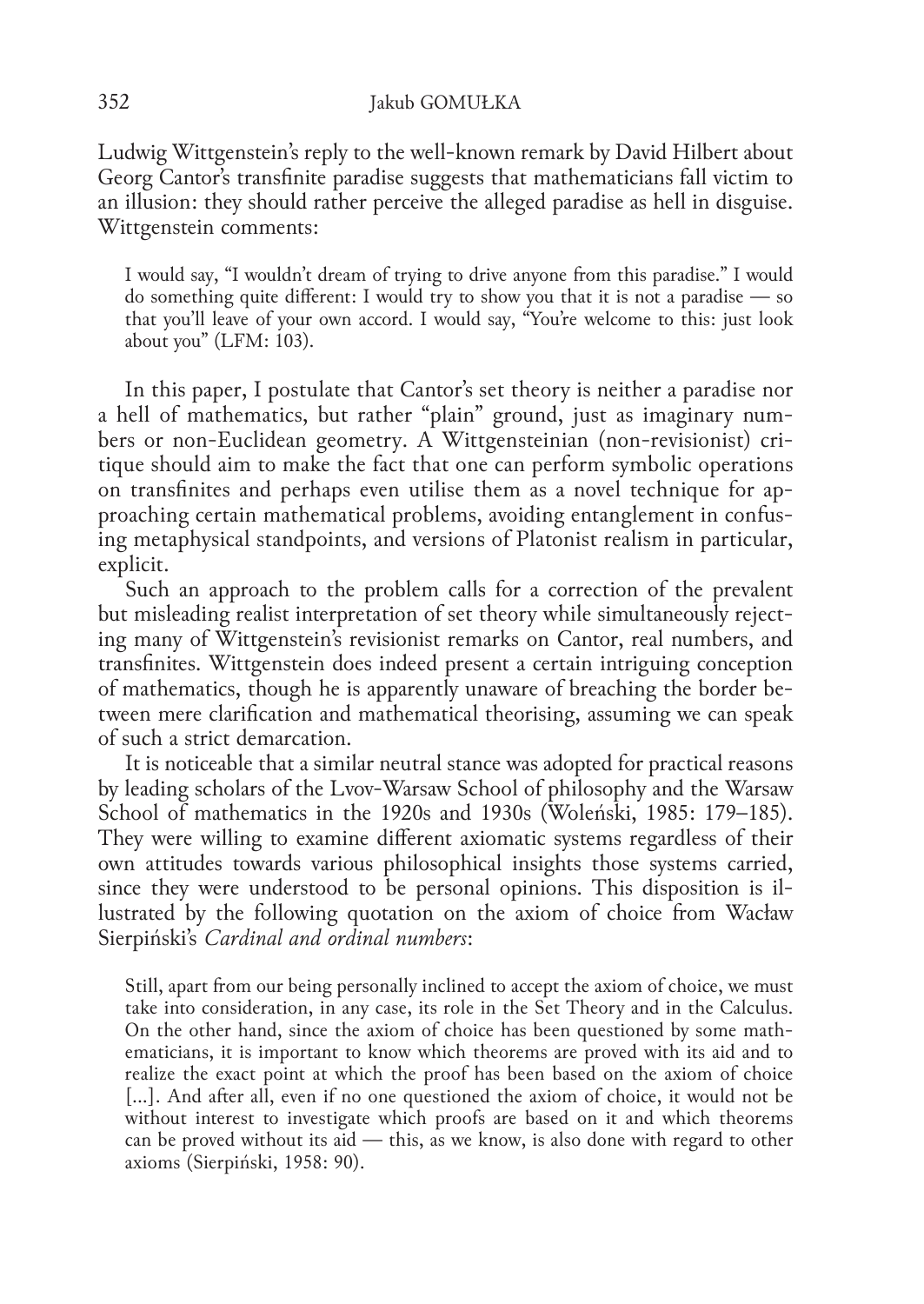Ludwig Wittgenstein's reply to the well-known remark by David Hilbert about Georg Cantor's transfinite paradise suggests that mathematicians fall victim to an illusion: they should rather perceive the alleged paradise as hell in disguise. Wittgenstein comments:

> I would say, "I wouldn't dream of trying to drive anyone from this paradise." I would do something quite different: I would try to show you that it is not a paradise — so that you'll leave of your own accord. I would say, "You're welcome to this: just look about you" (LFM: 103).

In this paper, I postulate that Cantor's set theory is neither a paradise nor a hell of mathematics, but rather "plain" ground, just as imaginary numbers or non-Euclidean geometry. A Wittgensteinian (non-revisionist) critique should aim to make the fact that one can perform symbolic operations on transfinites and perhaps even utilise them as a novel technique for approaching certain mathematical problems, avoiding entanglement in confusing metaphysical standpoints, and versions of Platonist realism in particular, explicit.

Such an approach to the problem calls for a correction of the prevalent but misleading realist interpretation of set theory while simultaneously rejecting many of Wittgenstein's revisionist remarks on Cantor, real numbers, and transfinites. Wittgenstein does indeed present a certain intriguing conception of mathematics, though he is apparently unaware of breaching the border between mere clarification and mathematical theorising, assuming we can speak of such a strict demarcation.

It is noticeable that a similar neutral stance was adopted for practical reasons by leading scholars of the Lvov-Warsaw School of philosophy and the Warsaw School of mathematics in the 1920s and 1930s (Woleński, 1985: 179–185). They were willing to examine different axiomatic systems regardless of their own attitudes towards various philosophical insights those systems carried, since they were understood to be personal opinions. This disposition is illustrated by the following quotation on the axiom of choice from Wacław Sierpiński's *Cardinal and ordinal numbers*:

> Still, apart from our being personally inclined to accept the axiom of choice, we must take into consideration, in any case, its role in the Set Theory and in the Calculus. On the other hand, since the axiom of choice has been questioned by some mathematicians, it is important to know which theorems are proved with its aid and to realize the exact point at which the proof has been based on the axiom of choice [...]. And after all, even if no one questioned the axiom of choice, it would not be without interest to investigate which proofs are based on it and which theorems can be proved without its aid — this, as we know, is also done with regard to other axioms (Sierpiński, 1958: 90).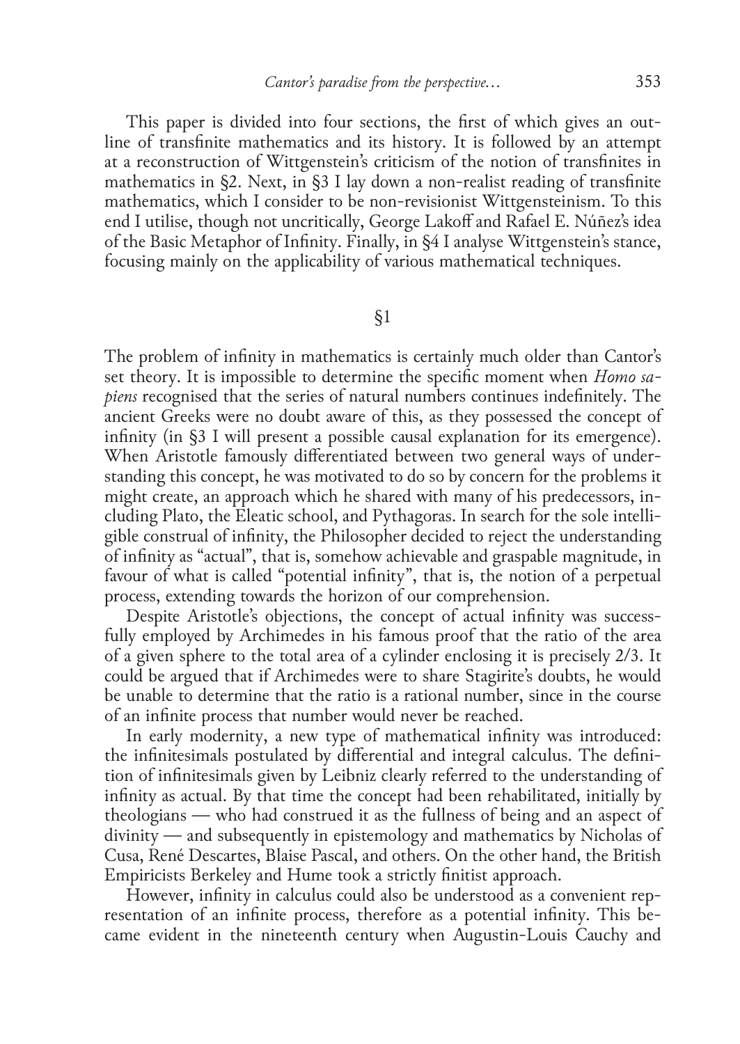This paper is divided into four sections, the first of which gives an outline of transfinite mathematics and its history. It is followed by an attempt at a reconstruction of Wittgenstein's criticism of the notion of transfinites in mathematics in §2. Next, in §3 I lay down a non-realist reading of transfinite mathematics, which I consider to be non-revisionist Wittgensteinism. To this end I utilise, though not uncritically, George Lakoff and Rafael E. Núñez's idea of the Basic Metaphor of Infinity. Finally, in §4 I analyse Wittgenstein's stance, focusing mainly on the applicability of various mathematical techniques.

## §1

The problem of infinity in mathematics is certainly much older than Cantor's set theory. It is impossible to determine the specific moment when *Homo sapiens* recognised that the series of natural numbers continues indefinitely. The ancient Greeks were no doubt aware of this, as they possessed the concept of infinity (in §3 I will present a possible causal explanation for its emergence). When Aristotle famously differentiated between two general ways of understanding this concept, he was motivated to do so by concern for the problems it might create, an approach which he shared with many of his predecessors, including Plato, the Eleatic school, and Pythagoras. In search for the sole intelligible construal of infinity, the Philosopher decided to reject the understanding of infinity as "actual", that is, somehow achievable and graspable magnitude, in favour of what is called "potential infinity", that is, the notion of a perpetual process, extending towards the horizon of our comprehension.

Despite Aristotle's objections, the concept of actual infinity was successfully employed by Archimedes in his famous proof that the ratio of the area of a given sphere to the total area of a cylinder enclosing it is precisely 2/3. It could be argued that if Archimedes were to share Stagirite's doubts, he would be unable to determine that the ratio is a rational number, since in the course of an infinite process that number would never be reached.

In early modernity, a new type of mathematical infinity was introduced: the infinitesimals postulated by differential and integral calculus. The definition of infinitesimals given by Leibniz clearly referred to the understanding of infinity as actual. By that time the concept had been rehabilitated, initially by theologians — who had construed it as the fullness of being and an aspect of divinity — and subsequently in epistemology and mathematics by Nicholas of Cusa, René Descartes, Blaise Pascal, and others. On the other hand, the British Empiricists Berkeley and Hume took a strictly finitist approach.

However, infinity in calculus could also be understood as a convenient representation of an infinite process, therefore as a potential infinity. This became evident in the nineteenth century when Augustin-Louis Cauchy and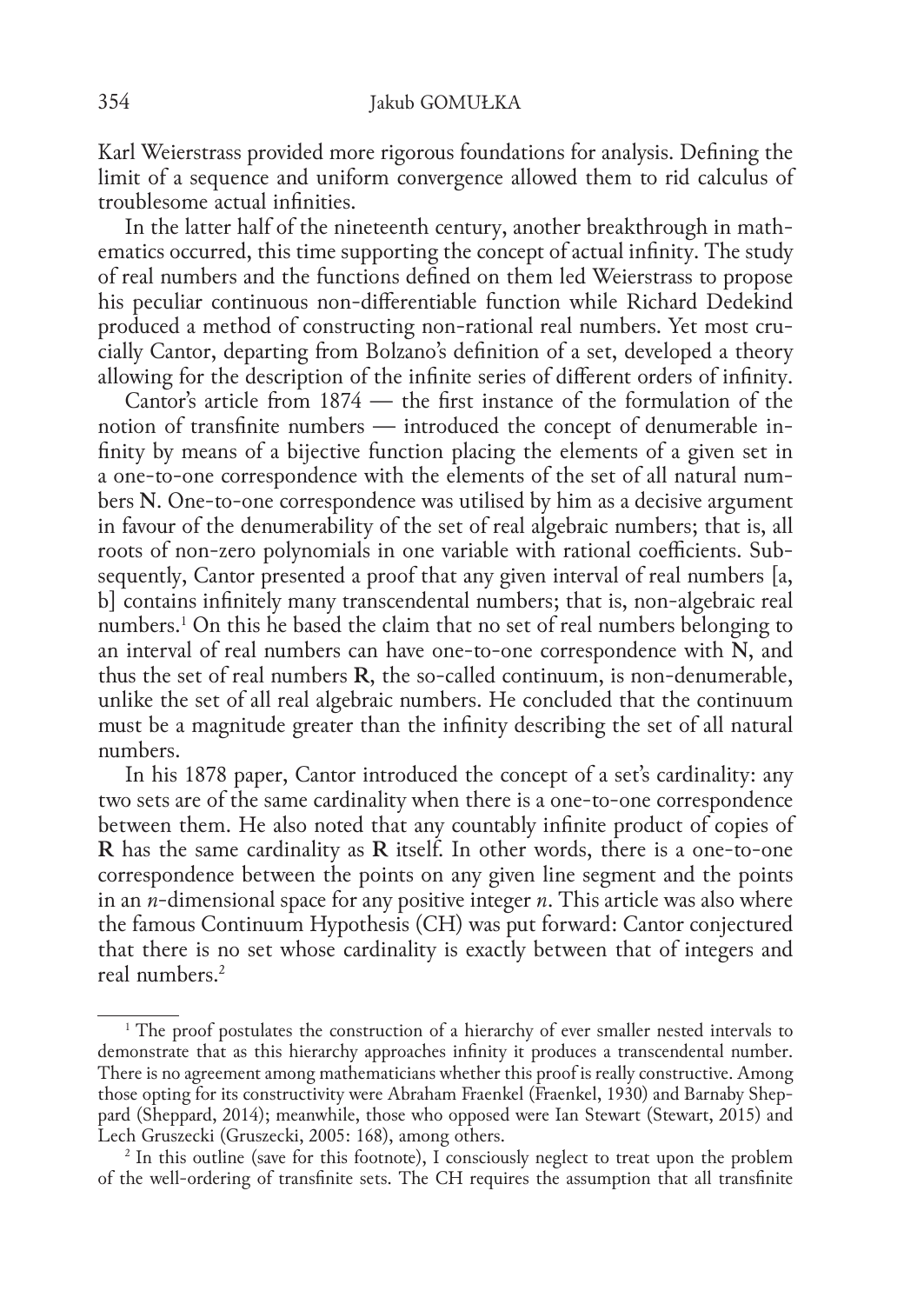Karl Weierstrass provided more rigorous foundations for analysis. Defining the limit of a sequence and uniform convergence allowed them to rid calculus of troublesome actual infinities.

In the latter half of the nineteenth century, another breakthrough in mathematics occurred, this time supporting the concept of actual infinity. The study of real numbers and the functions defined on them led Weierstrass to propose his peculiar continuous non-differentiable function while Richard Dedekind produced a method of constructing non-rational real numbers. Yet most crucially Cantor, departing from Bolzano's definition of a set, developed a theory allowing for the description of the infinite series of different orders of infinity.

Cantor's article from 1874 — the first instance of the formulation of the notion of transfinite numbers — introduced the concept of denumerable infinity by means of a bijective function placing the elements of a given set in a one-to-one correspondence with the elements of the set of all natural numbers **N**. One-to-one correspondence was utilised by him as a decisive argument in favour of the denumerability of the set of real algebraic numbers; that is, all roots of non-zero polynomials in one variable with rational coefficients. Subsequently, Cantor presented a proof that any given interval of real numbers [a, b] contains infinitely many transcendental numbers; that is, non-algebraic real numbers.[1] On this he based the claim that no set of real numbers belonging to an interval of real numbers can have one-to-one correspondence with **N**, and thus the set of real numbers **R**, the so-called continuum, is non-denumerable, unlike the set of all real algebraic numbers. He concluded that the continuum must be a magnitude greater than the infinity describing the set of all natural numbers.

In his 1878 paper, Cantor introduced the concept of a set's cardinality: any two sets are of the same cardinality when there is a one-to-one correspondence between them. He also noted that any countably infinite product of copies of **R** has the same cardinality as **R** itself. In other words, there is a one-to-one correspondence between the points on any given line segment and the points in an $n$-dimensional space for any positive integer $n$. This article was also where the famous Continuum Hypothesis (CH) was put forward: Cantor conjectured that there is no set whose cardinality is exactly between that of integers and real numbers.[2]

---

[1] The proof postulates the construction of a hierarchy of ever smaller nested intervals to demonstrate that as this hierarchy approaches infinity it produces a transcendental number. There is no agreement among mathematicians whether this proof is really constructive. Among those opting for its constructivity were Abraham Fraenkel (Fraenkel, 1930) and Barnaby Sheppard (Sheppard, 2014); meanwhile, those who opposed were Ian Stewart (Stewart, 2015) and Lech Gruszecki (Gruszecki, 2005: 168), among others.

[2] In this outline (save for this footnote), I consciously neglect to treat upon the problem of the well-ordering of transfinite sets. The CH requires the assumption that all transfinite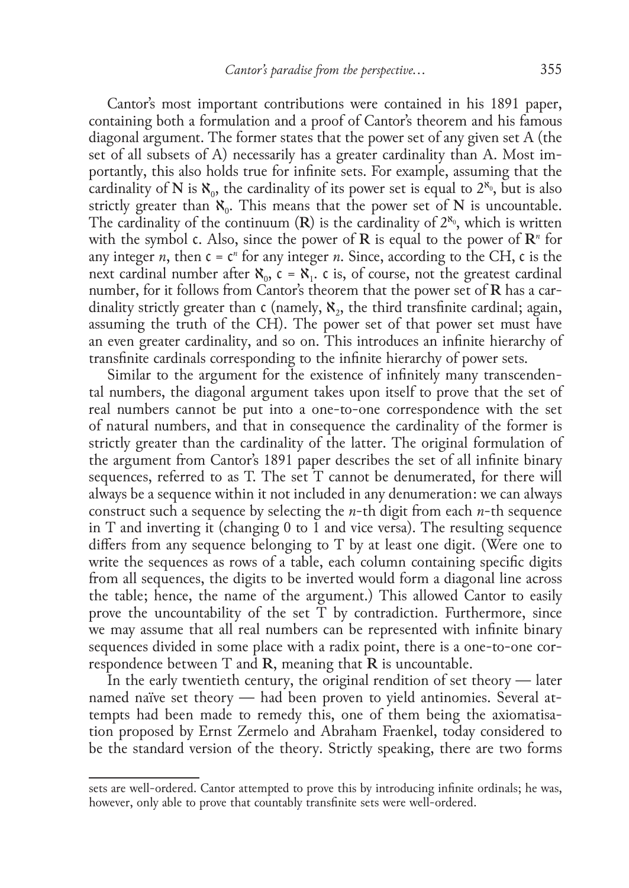Cantor's most important contributions were contained in his 1891 paper, containing both a formulation and a proof of Cantor's theorem and his famous diagonal argument. The former states that the power set of any given set A (the set of all subsets of A) necessarily has a greater cardinality than A. Most importantly, this also holds true for infinite sets. For example, assuming that the cardinality of **N** is $\aleph_0$, the cardinality of its power set is equal to $2^{\aleph_0}$, but is also strictly greater than $\aleph_0$. This means that the power set of **N** is uncountable. The cardinality of the continuum (**R**) is the cardinality of $2^{\aleph_0}$, which is written with the symbol $\mathfrak{c}$. Also, since the power of **R** is equal to the power of $\mathbf{R}^n$ for any integer $n$, then $\mathfrak{c} = \mathfrak{c}^n$ for any integer $n$. Since, according to the CH, $\mathfrak{c}$ is the next cardinal number after $\aleph_0$, $\mathfrak{c} = \aleph_1$. $\mathfrak{c}$ is, of course, not the greatest cardinal number, for it follows from Cantor's theorem that the power set of **R** has a cardinality strictly greater than $\mathfrak{c}$ (namely, $\aleph_2$, the third transfinite cardinal; again, assuming the truth of the CH). The power set of that power set must have an even greater cardinality, and so on. This introduces an infinite hierarchy of transfinite cardinals corresponding to the infinite hierarchy of power sets.

Similar to the argument for the existence of infinitely many transcendental numbers, the diagonal argument takes upon itself to prove that the set of real numbers cannot be put into a one-to-one correspondence with the set of natural numbers, and that in consequence the cardinality of the former is strictly greater than the cardinality of the latter. The original formulation of the argument from Cantor's 1891 paper describes the set of all infinite binary sequences, referred to as T. The set T cannot be denumerated, for there will always be a sequence within it not included in any denumeration: we can always construct such a sequence by selecting the $n$-th digit from each $n$-th sequence in T and inverting it (changing 0 to 1 and vice versa). The resulting sequence differs from any sequence belonging to T by at least one digit. (Were one to write the sequences as rows of a table, each column containing specific digits from all sequences, the digits to be inverted would form a diagonal line across the table; hence, the name of the argument.) This allowed Cantor to easily prove the uncountability of the set T by contradiction. Furthermore, since we may assume that all real numbers can be represented with infinite binary sequences divided in some place with a radix point, there is a one-to-one correspondence between T and **R**, meaning that **R** is uncountable.

In the early twentieth century, the original rendition of set theory — later named naïve set theory — had been proven to yield antinomies. Several attempts had been made to remedy this, one of them being the axiomatisation proposed by Ernst Zermelo and Abraham Fraenkel, today considered to be the standard version of the theory. Strictly speaking, there are two forms

---

sets are well-ordered. Cantor attempted to prove this by introducing infinite ordinals; he was, however, only able to prove that countably transfinite sets were well-ordered.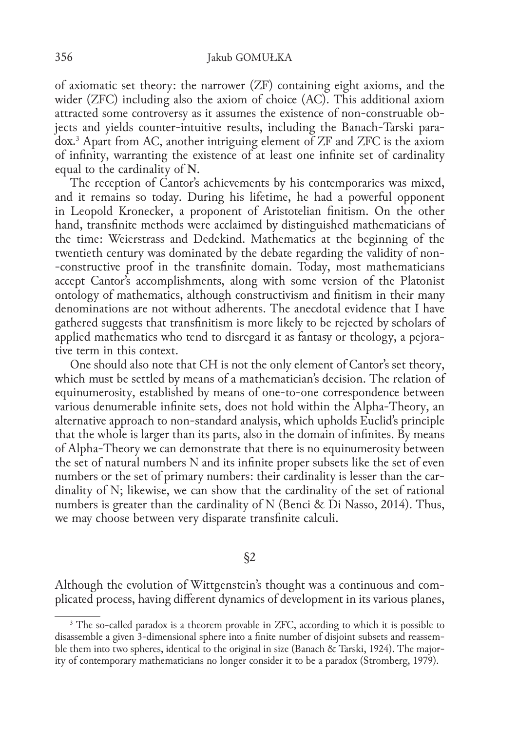of axiomatic set theory: the narrower (ZF) containing eight axioms, and the wider (ZFC) including also the axiom of choice (AC). This additional axiom attracted some controversy as it assumes the existence of non-construable objects and yields counter-intuitive results, including the Banach-Tarski paradox.[3] Apart from AC, another intriguing element of ZF and ZFC is the axiom of infinity, warranting the existence of at least one infinite set of cardinality equal to the cardinality of **N**.

The reception of Cantor's achievements by his contemporaries was mixed, and it remains so today. During his lifetime, he had a powerful opponent in Leopold Kronecker, a proponent of Aristotelian finitism. On the other hand, transfinite methods were acclaimed by distinguished mathematicians of the time: Weierstrass and Dedekind. Mathematics at the beginning of the twentieth century was dominated by the debate regarding the validity of non-constructive proof in the transfinite domain. Today, most mathematicians accept Cantor's accomplishments, along with some version of the Platonist ontology of mathematics, although constructivism and finitism in their many denominations are not without adherents. The anecdotal evidence that I have gathered suggests that transfinitism is more likely to be rejected by scholars of applied mathematics who tend to disregard it as fantasy or theology, a pejorative term in this context.

One should also note that CH is not the only element of Cantor's set theory, which must be settled by means of a mathematician's decision. The relation of equinumerosity, established by means of one-to-one correspondence between various denumerable infinite sets, does not hold within the Alpha-Theory, an alternative approach to non-standard analysis, which upholds Euclid's principle that the whole is larger than its parts, also in the domain of infinites. By means of Alpha-Theory we can demonstrate that there is no equinumerosity between the set of natural numbers N and its infinite proper subsets like the set of even numbers or the set of primary numbers: their cardinality is lesser than the cardinality of N; likewise, we can show that the cardinality of the set of rational numbers is greater than the cardinality of N (Benci & Di Nasso, 2014). Thus, we may choose between very disparate transfinite calculi.

## §2

Although the evolution of Wittgenstein's thought was a continuous and complicated process, having different dynamics of development in its various planes,

[3] The so-called paradox is a theorem provable in ZFC, according to which it is possible to disassemble a given 3-dimensional sphere into a finite number of disjoint subsets and reassemble them into two spheres, identical to the original in size (Banach & Tarski, 1924). The majority of contemporary mathematicians no longer consider it to be a paradox (Stromberg, 1979).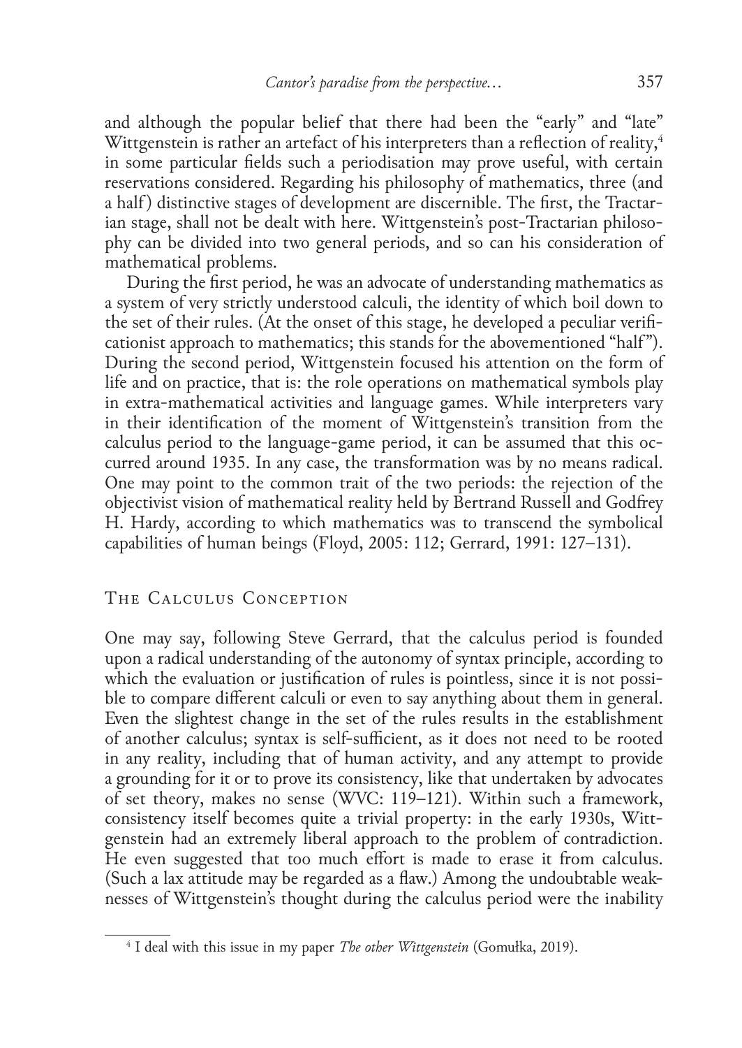and although the popular belief that there had been the "early" and "late" Wittgenstein is rather an artefact of his interpreters than a reflection of reality,[4] in some particular fields such a periodisation may prove useful, with certain reservations considered. Regarding his philosophy of mathematics, three (and a half) distinctive stages of development are discernible. The first, the Tractarian stage, shall not be dealt with here. Wittgenstein's post-Tractarian philosophy can be divided into two general periods, and so can his consideration of mathematical problems.

During the first period, he was an advocate of understanding mathematics as a system of very strictly understood calculi, the identity of which boil down to the set of their rules. (At the onset of this stage, he developed a peculiar verificationist approach to mathematics; this stands for the abovementioned "half"). During the second period, Wittgenstein focused his attention on the form of life and on practice, that is: the role operations on mathematical symbols play in extra-mathematical activities and language games. While interpreters vary in their identification of the moment of Wittgenstein's transition from the calculus period to the language-game period, it can be assumed that this occurred around 1935. In any case, the transformation was by no means radical. One may point to the common trait of the two periods: the rejection of the objectivist vision of mathematical reality held by Bertrand Russell and Godfrey H. Hardy, according to which mathematics was to transcend the symbolical capabilities of human beings (Floyd, 2005: 112; Gerrard, 1991: 127–131).

## The Calculus Conception

One may say, following Steve Gerrard, that the calculus period is founded upon a radical understanding of the autonomy of syntax principle, according to which the evaluation or justification of rules is pointless, since it is not possible to compare different calculi or even to say anything about them in general. Even the slightest change in the set of the rules results in the establishment of another calculus; syntax is self-sufficient, as it does not need to be rooted in any reality, including that of human activity, and any attempt to provide a grounding for it or to prove its consistency, like that undertaken by advocates of set theory, makes no sense (WVC: 119–121). Within such a framework, consistency itself becomes quite a trivial property: in the early 1930s, Wittgenstein had an extremely liberal approach to the problem of contradiction. He even suggested that too much effort is made to erase it from calculus. (Such a lax attitude may be regarded as a flaw.) Among the undoubtable weaknesses of Wittgenstein's thought during the calculus period were the inability

[4] I deal with this issue in my paper *The other Wittgenstein* (Gomułka, 2019).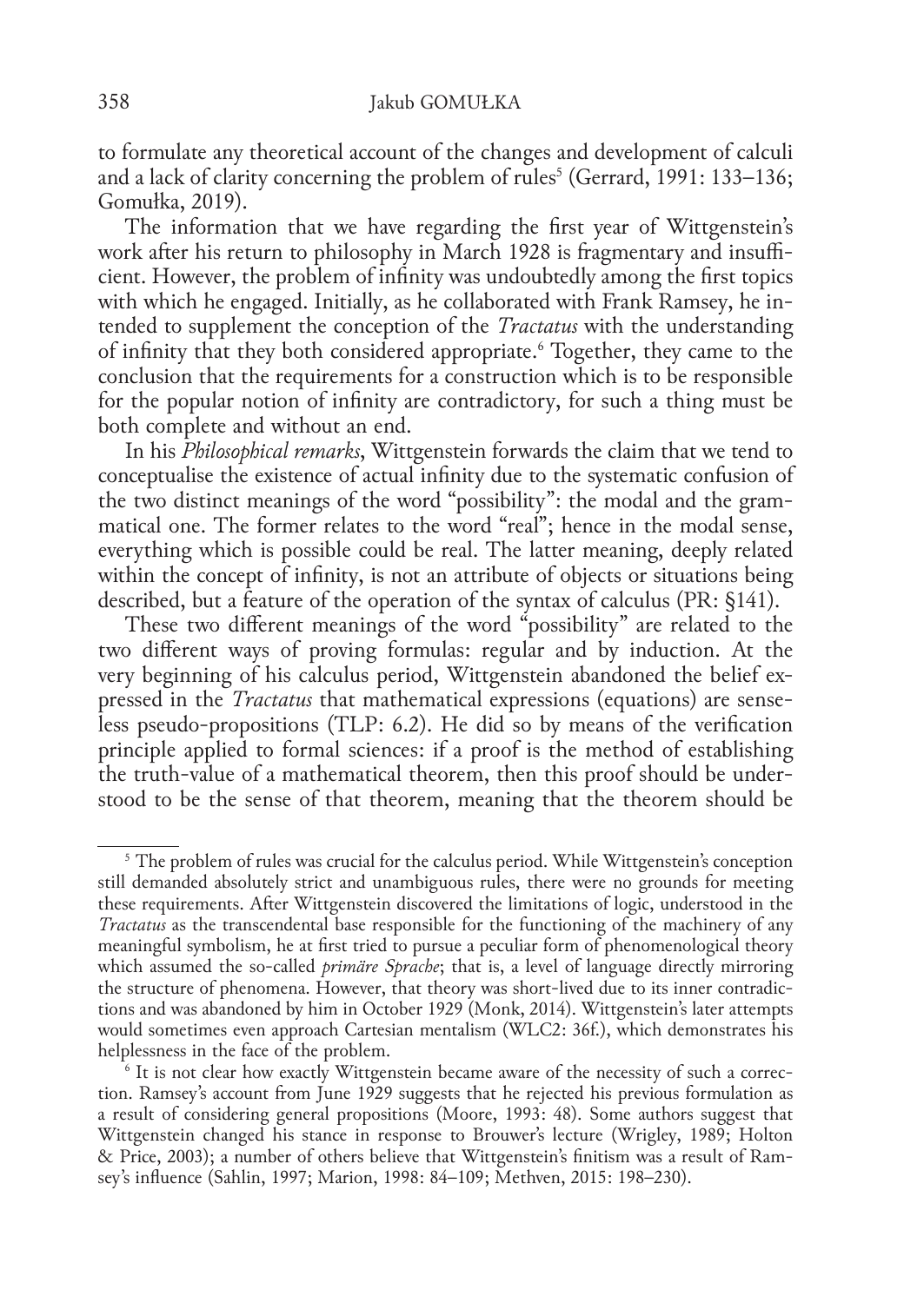to formulate any theoretical account of the changes and development of calculi and a lack of clarity concerning the problem of rules[5] (Gerrard, 1991: 133–136; Gomułka, 2019).

The information that we have regarding the first year of Wittgenstein's work after his return to philosophy in March 1928 is fragmentary and insufficient. However, the problem of infinity was undoubtedly among the first topics with which he engaged. Initially, as he collaborated with Frank Ramsey, he intended to supplement the conception of the *Tractatus* with the understanding of infinity that they both considered appropriate.[6] Together, they came to the conclusion that the requirements for a construction which is to be responsible for the popular notion of infinity are contradictory, for such a thing must be both complete and without an end.

In his *Philosophical remarks*, Wittgenstein forwards the claim that we tend to conceptualise the existence of actual infinity due to the systematic confusion of the two distinct meanings of the word "possibility": the modal and the grammatical one. The former relates to the word "real"; hence in the modal sense, everything which is possible could be real. The latter meaning, deeply related within the concept of infinity, is not an attribute of objects or situations being described, but a feature of the operation of the syntax of calculus (PR: §141).

These two different meanings of the word "possibility" are related to the two different ways of proving formulas: regular and by induction. At the very beginning of his calculus period, Wittgenstein abandoned the belief expressed in the *Tractatus* that mathematical expressions (equations) are senseless pseudo-propositions (TLP: 6.2). He did so by means of the verification principle applied to formal sciences: if a proof is the method of establishing the truth-value of a mathematical theorem, then this proof should be understood to be the sense of that theorem, meaning that the theorem should be

---

[5] The problem of rules was crucial for the calculus period. While Wittgenstein's conception still demanded absolutely strict and unambiguous rules, there were no grounds for meeting these requirements. After Wittgenstein discovered the limitations of logic, understood in the *Tractatus* as the transcendental base responsible for the functioning of the machinery of any meaningful symbolism, he at first tried to pursue a peculiar form of phenomenological theory which assumed the so-called *primäre Sprache*; that is, a level of language directly mirroring the structure of phenomena. However, that theory was short-lived due to its inner contradictions and was abandoned by him in October 1929 (Monk, 2014). Wittgenstein's later attempts would sometimes even approach Cartesian mentalism (WLC2: 36f.), which demonstrates his helplessness in the face of the problem.

[6] It is not clear how exactly Wittgenstein became aware of the necessity of such a correction. Ramsey's account from June 1929 suggests that he rejected his previous formulation as a result of considering general propositions (Moore, 1993: 48). Some authors suggest that Wittgenstein changed his stance in response to Brouwer's lecture (Wrigley, 1989; Holton & Price, 2003); a number of others believe that Wittgenstein's finitism was a result of Ramsey's influence (Sahlin, 1997; Marion, 1998: 84–109; Methven, 2015: 198–230).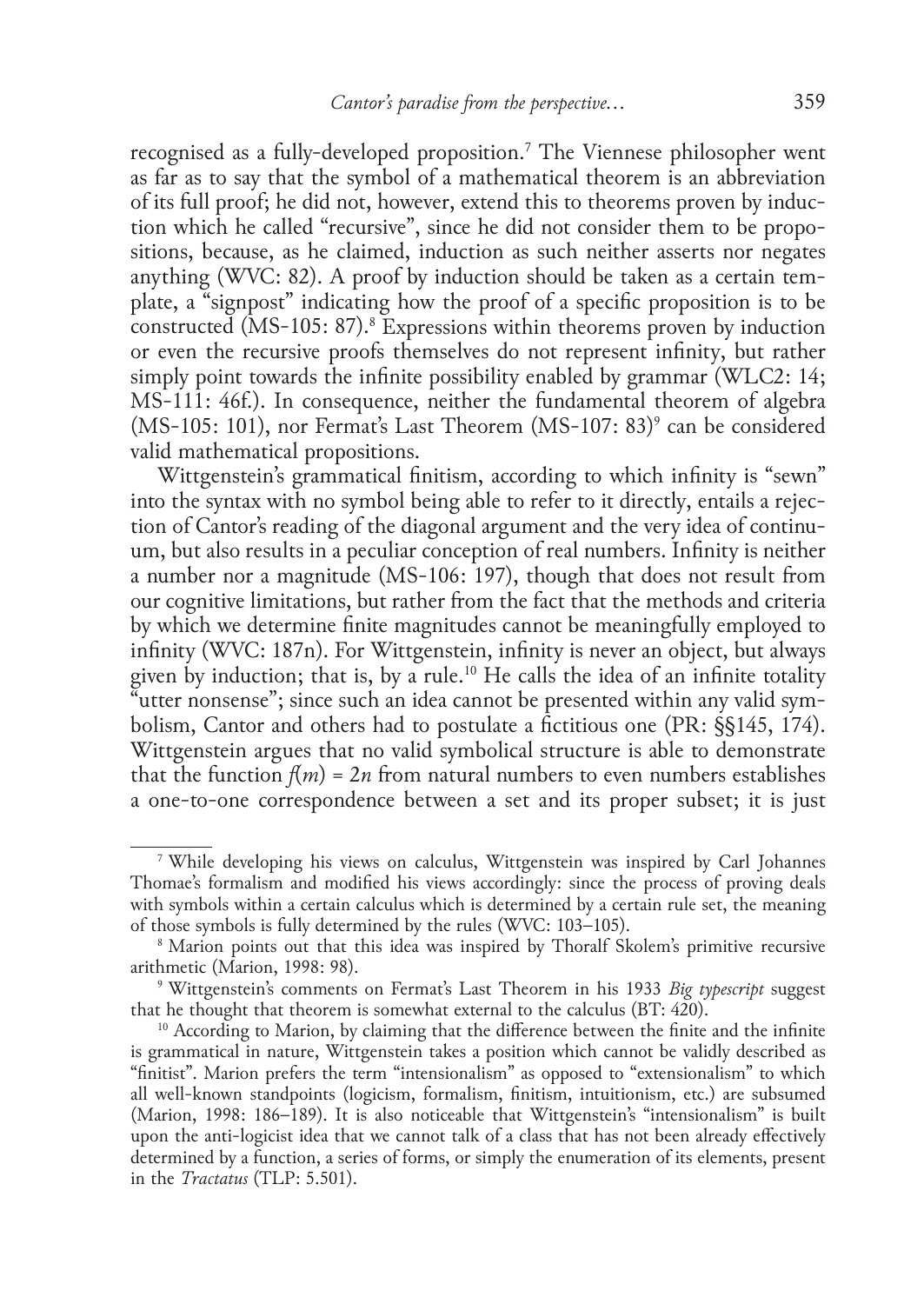recognised as a fully-developed proposition.[7] The Viennese philosopher went as far as to say that the symbol of a mathematical theorem is an abbreviation of its full proof; he did not, however, extend this to theorems proven by induction which he called "recursive", since he did not consider them to be propositions, because, as he claimed, induction as such neither asserts nor negates anything (WVC: 82). A proof by induction should be taken as a certain template, a "signpost" indicating how the proof of a specific proposition is to be constructed (MS-105: 87).[8] Expressions within theorems proven by induction or even the recursive proofs themselves do not represent infinity, but rather simply point towards the infinite possibility enabled by grammar (WLC2: 14; MS-111: 46f.). In consequence, neither the fundamental theorem of algebra (MS-105: 101), nor Fermat's Last Theorem (MS-107: 83)[9] can be considered valid mathematical propositions.

Wittgenstein's grammatical finitism, according to which infinity is "sewn" into the syntax with no symbol being able to refer to it directly, entails a rejection of Cantor's reading of the diagonal argument and the very idea of continuum, but also results in a peculiar conception of real numbers. Infinity is neither a number nor a magnitude (MS-106: 197), though that does not result from our cognitive limitations, but rather from the fact that the methods and criteria by which we determine finite magnitudes cannot be meaningfully employed to infinity (WVC: 187n). For Wittgenstein, infinity is never an object, but always given by induction; that is, by a rule.[10] He calls the idea of an infinite totality "utter nonsense"; since such an idea cannot be presented within any valid symbolism, Cantor and others had to postulate a fictitious one (PR: §§145, 174). Wittgenstein argues that no valid symbolical structure is able to demonstrate that the function $f(m) = 2n$ from natural numbers to even numbers establishes a one-to-one correspondence between a set and its proper subset; it is just

---

[7] While developing his views on calculus, Wittgenstein was inspired by Carl Johannes Thomae's formalism and modified his views accordingly: since the process of proving deals with symbols within a certain calculus which is determined by a certain rule set, the meaning of those symbols is fully determined by the rules (WVC: 103–105).

[8] Marion points out that this idea was inspired by Thoralf Skolem's primitive recursive arithmetic (Marion, 1998: 98).

[9] Wittgenstein's comments on Fermat's Last Theorem in his 1933 *Big typescript* suggest that he thought that theorem is somewhat external to the calculus (BT: 420).

[10] According to Marion, by claiming that the difference between the finite and the infinite is grammatical in nature, Wittgenstein takes a position which cannot be validly described as "finitist". Marion prefers the term "intensionalism" as opposed to "extensionalism" to which all well-known standpoints (logicism, formalism, finitism, intuitionism, etc.) are subsumed (Marion, 1998: 186–189). It is also noticeable that Wittgenstein's "intensionalism" is built upon the anti-logicist idea that we cannot talk of a class that has not been already effectively determined by a function, a series of forms, or simply the enumeration of its elements, present in the *Tractatus* (TLP: 5.501).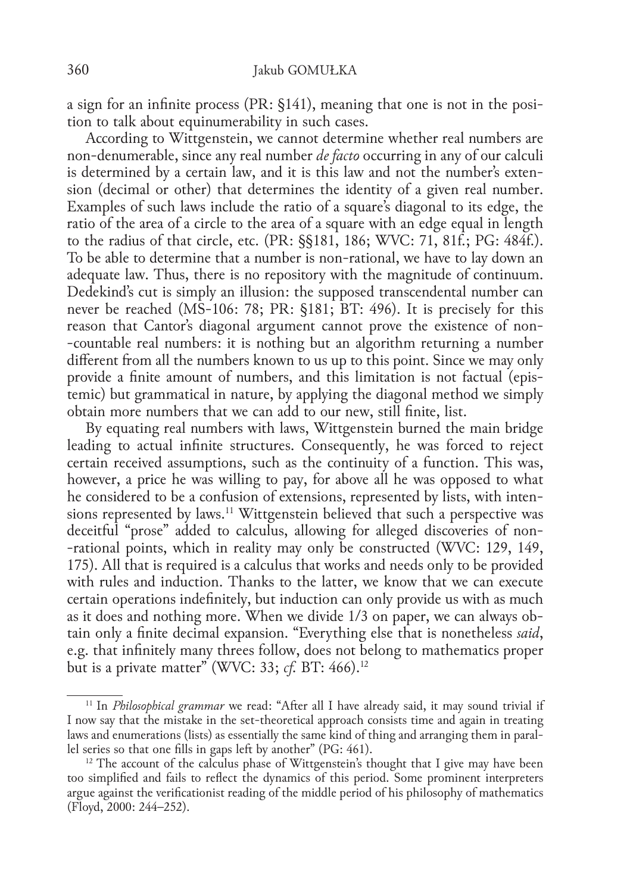a sign for an infinite process (PR: §141), meaning that one is not in the position to talk about equinumerability in such cases.

According to Wittgenstein, we cannot determine whether real numbers are non-denumerable, since any real number *de facto* occurring in any of our calculi is determined by a certain law, and it is this law and not the number's extension (decimal or other) that determines the identity of a given real number. Examples of such laws include the ratio of a square's diagonal to its edge, the ratio of the area of a circle to the area of a square with an edge equal in length to the radius of that circle, etc. (PR: §§181, 186; WVC: 71, 81f.; PG: 484f.). To be able to determine that a number is non-rational, we have to lay down an adequate law. Thus, there is no repository with the magnitude of continuum. Dedekind's cut is simply an illusion: the supposed transcendental number can never be reached (MS-106: 78; PR: §181; BT: 496). It is precisely for this reason that Cantor's diagonal argument cannot prove the existence of non-countable real numbers: it is nothing but an algorithm returning a number different from all the numbers known to us up to this point. Since we may only provide a finite amount of numbers, and this limitation is not factual (epistemic) but grammatical in nature, by applying the diagonal method we simply obtain more numbers that we can add to our new, still finite, list.

By equating real numbers with laws, Wittgenstein burned the main bridge leading to actual infinite structures. Consequently, he was forced to reject certain received assumptions, such as the continuity of a function. This was, however, a price he was willing to pay, for above all he was opposed to what he considered to be a confusion of extensions, represented by lists, with intensions represented by laws.[11] Wittgenstein believed that such a perspective was deceitful "prose" added to calculus, allowing for alleged discoveries of non-rational points, which in reality may only be constructed (WVC: 129, 149, 175). All that is required is a calculus that works and needs only to be provided with rules and induction. Thanks to the latter, we know that we can execute certain operations indefinitely, but induction can only provide us with as much as it does and nothing more. When we divide 1/3 on paper, we can always obtain only a finite decimal expansion. "Everything else that is nonetheless *said*, e.g. that infinitely many threes follow, does not belong to mathematics proper but is a private matter" (WVC: 33; *cf.* BT: 466).[12]

---

[11] In *Philosophical grammar* we read: "After all I have already said, it may sound trivial if I now say that the mistake in the set-theoretical approach consists time and again in treating laws and enumerations (lists) as essentially the same kind of thing and arranging them in parallel series so that one fills in gaps left by another" (PG: 461).

[12] The account of the calculus phase of Wittgenstein's thought that I give may have been too simplified and fails to reflect the dynamics of this period. Some prominent interpreters argue against the verificationist reading of the middle period of his philosophy of mathematics (Floyd, 2000: 244–252).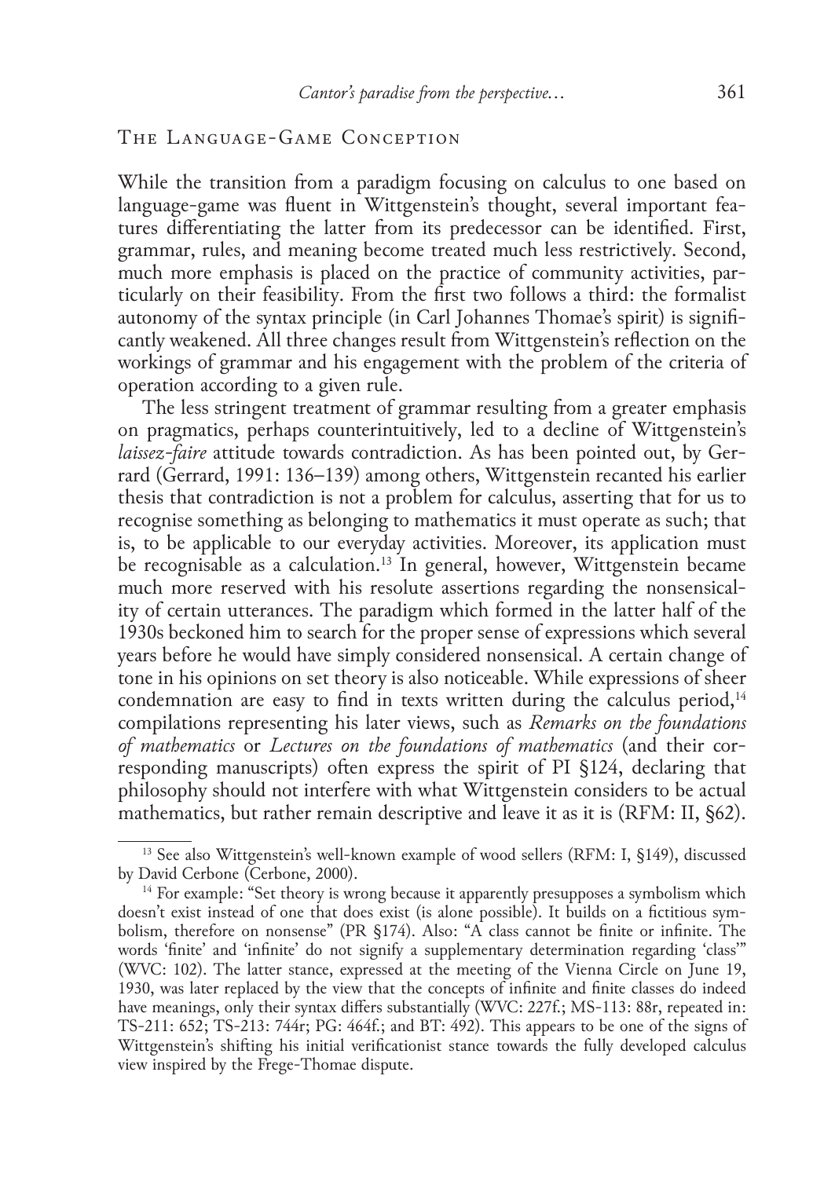## The Language-Game Conception

While the transition from a paradigm focusing on calculus to one based on language-game was fluent in Wittgenstein's thought, several important features differentiating the latter from its predecessor can be identified. First, grammar, rules, and meaning become treated much less restrictively. Second, much more emphasis is placed on the practice of community activities, particularly on their feasibility. From the first two follows a third: the formalist autonomy of the syntax principle (in Carl Johannes Thomae's spirit) is significantly weakened. All three changes result from Wittgenstein's reflection on the workings of grammar and his engagement with the problem of the criteria of operation according to a given rule.

The less stringent treatment of grammar resulting from a greater emphasis on pragmatics, perhaps counterintuitively, led to a decline of Wittgenstein's *laissez-faire* attitude towards contradiction. As has been pointed out, by Gerrard (Gerrard, 1991: 136–139) among others, Wittgenstein recanted his earlier thesis that contradiction is not a problem for calculus, asserting that for us to recognise something as belonging to mathematics it must operate as such; that is, to be applicable to our everyday activities. Moreover, its application must be recognisable as a calculation.[13] In general, however, Wittgenstein became much more reserved with his resolute assertions regarding the nonsensicality of certain utterances. The paradigm which formed in the latter half of the 1930s beckoned him to search for the proper sense of expressions which several years before he would have simply considered nonsensical. A certain change of tone in his opinions on set theory is also noticeable. While expressions of sheer condemnation are easy to find in texts written during the calculus period,[14] compilations representing his later views, such as *Remarks on the foundations of mathematics* or *Lectures on the foundations of mathematics* (and their corresponding manuscripts) often express the spirit of PI §124, declaring that philosophy should not interfere with what Wittgenstein considers to be actual mathematics, but rather remain descriptive and leave it as it is (RFM: II, §62).

---

[13] See also Wittgenstein's well-known example of wood sellers (RFM: I, §149), discussed by David Cerbone (Cerbone, 2000).

[14] For example: "Set theory is wrong because it apparently presupposes a symbolism which doesn't exist instead of one that does exist (is alone possible). It builds on a fictitious symbolism, therefore on nonsense" (PR §174). Also: "A class cannot be finite or infinite. The words 'finite' and 'infinite' do not signify a supplementary determination regarding 'class'" (WVC: 102). The latter stance, expressed at the meeting of the Vienna Circle on June 19, 1930, was later replaced by the view that the concepts of infinite and finite classes do indeed have meanings, only their syntax differs substantially (WVC: 227f.; MS-113: 88r, repeated in: TS-211: 652; TS-213: 744r; PG: 464f.; and BT: 492). This appears to be one of the signs of Wittgenstein's shifting his initial verificationist stance towards the fully developed calculus view inspired by the Frege-Thomae dispute.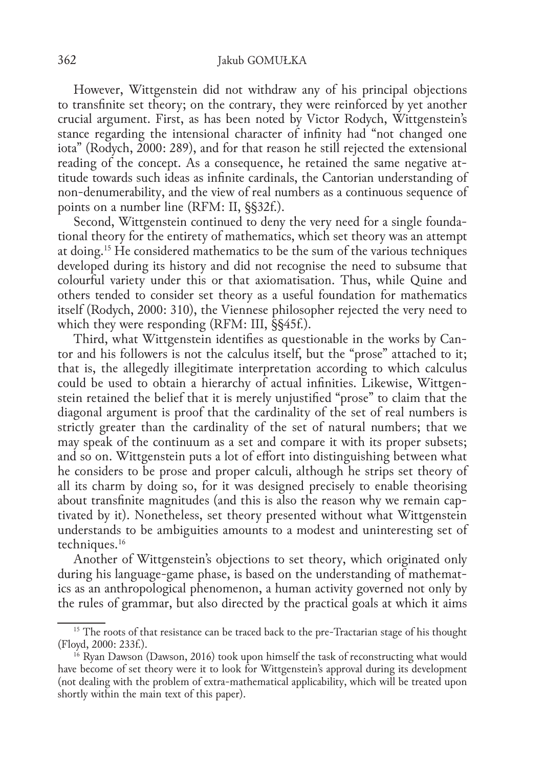However, Wittgenstein did not withdraw any of his principal objections to transfinite set theory; on the contrary, they were reinforced by yet another crucial argument. First, as has been noted by Victor Rodych, Wittgenstein's stance regarding the intensional character of infinity had "not changed one iota" (Rodych, 2000: 289), and for that reason he still rejected the extensional reading of the concept. As a consequence, he retained the same negative attitude towards such ideas as infinite cardinals, the Cantorian understanding of non-denumerability, and the view of real numbers as a continuous sequence of points on a number line (RFM: II, §§32f.).

Second, Wittgenstein continued to deny the very need for a single foundational theory for the entirety of mathematics, which set theory was an attempt at doing.[15] He considered mathematics to be the sum of the various techniques developed during its history and did not recognise the need to subsume that colourful variety under this or that axiomatisation. Thus, while Quine and others tended to consider set theory as a useful foundation for mathematics itself (Rodych, 2000: 310), the Viennese philosopher rejected the very need to which they were responding (RFM: III, §§45f.).

Third, what Wittgenstein identifies as questionable in the works by Cantor and his followers is not the calculus itself, but the "prose" attached to it; that is, the allegedly illegitimate interpretation according to which calculus could be used to obtain a hierarchy of actual infinities. Likewise, Wittgenstein retained the belief that it is merely unjustified "prose" to claim that the diagonal argument is proof that the cardinality of the set of real numbers is strictly greater than the cardinality of the set of natural numbers; that we may speak of the continuum as a set and compare it with its proper subsets; and so on. Wittgenstein puts a lot of effort into distinguishing between what he considers to be prose and proper calculi, although he strips set theory of all its charm by doing so, for it was designed precisely to enable theorising about transfinite magnitudes (and this is also the reason why we remain captivated by it). Nonetheless, set theory presented without what Wittgenstein understands to be ambiguities amounts to a modest and uninteresting set of techniques.[16]

Another of Wittgenstein's objections to set theory, which originated only during his language-game phase, is based on the understanding of mathematics as an anthropological phenomenon, a human activity governed not only by the rules of grammar, but also directed by the practical goals at which it aims

---

[15] The roots of that resistance can be traced back to the pre-Tractarian stage of his thought (Floyd, 2000: 233f.).

[16] Ryan Dawson (Dawson, 2016) took upon himself the task of reconstructing what would have become of set theory were it to look for Wittgenstein's approval during its development (not dealing with the problem of extra-mathematical applicability, which will be treated upon shortly within the main text of this paper).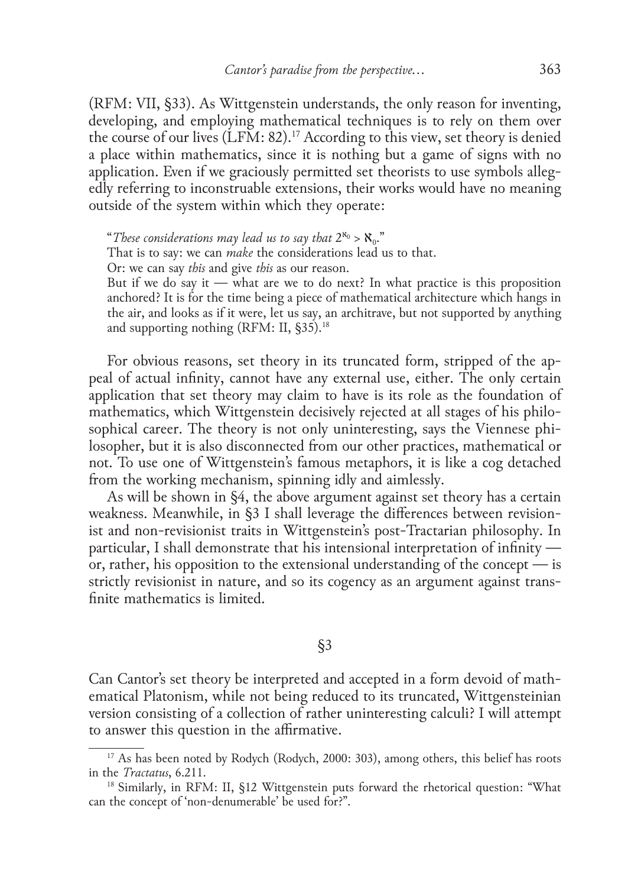(RFM: VII, §33). As Wittgenstein understands, the only reason for inventing, developing, and employing mathematical techniques is to rely on them over the course of our lives (LFM: 82).[17] According to this view, set theory is denied a place within mathematics, since it is nothing but a game of signs with no application. Even if we graciously permitted set theorists to use symbols allegedly referring to inconstruable extensions, their works would have no meaning outside of the system within which they operate:

> "*These considerations may lead us to say that* $2^{\aleph_0} > \aleph_0$."
> That is to say: we can *make* the considerations lead us to that.
> Or: we can say *this* and give *this* as our reason.
> But if we do say it — what are we to do next? In what practice is this proposition anchored? It is for the time being a piece of mathematical architecture which hangs in the air, and looks as if it were, let us say, an architrave, but not supported by anything and supporting nothing (RFM: II, §35).[18]

For obvious reasons, set theory in its truncated form, stripped of the appeal of actual infinity, cannot have any external use, either. The only certain application that set theory may claim to have is its role as the foundation of mathematics, which Wittgenstein decisively rejected at all stages of his philosophical career. The theory is not only uninteresting, says the Viennese philosopher, but it is also disconnected from our other practices, mathematical or not. To use one of Wittgenstein's famous metaphors, it is like a cog detached from the working mechanism, spinning idly and aimlessly.

As will be shown in §4, the above argument against set theory has a certain weakness. Meanwhile, in §3 I shall leverage the differences between revisionist and non-revisionist traits in Wittgenstein's post-Tractarian philosophy. In particular, I shall demonstrate that his intensional interpretation of infinity — or, rather, his opposition to the extensional understanding of the concept — is strictly revisionist in nature, and so its cogency as an argument against transfinite mathematics is limited.

## §3

Can Cantor's set theory be interpreted and accepted in a form devoid of mathematical Platonism, while not being reduced to its truncated, Wittgensteinian version consisting of a collection of rather uninteresting calculi? I will attempt to answer this question in the affirmative.

---

[17] As has been noted by Rodych (Rodych, 2000: 303), among others, this belief has roots in the *Tractatus*, 6.211.

[18] Similarly, in RFM: II, §12 Wittgenstein puts forward the rhetorical question: "What can the concept of 'non-denumerable' be used for?".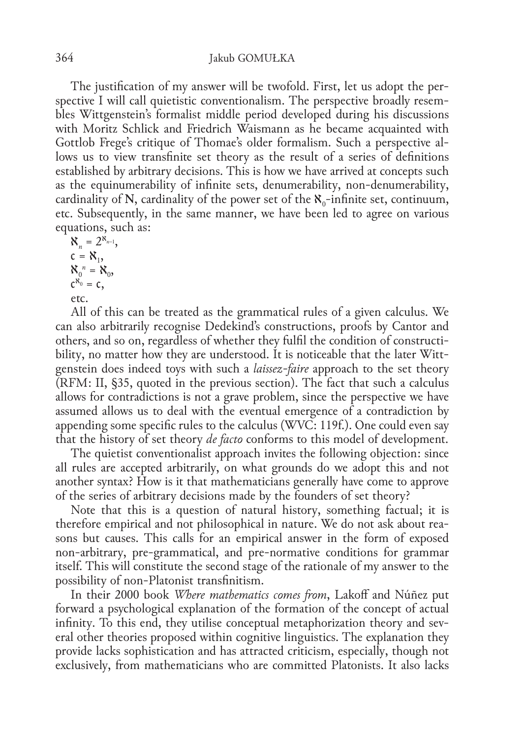The justification of my answer will be twofold. First, let us adopt the perspective I will call quietistic conventionalism. The perspective broadly resembles Wittgenstein's formalist middle period developed during his discussions with Moritz Schlick and Friedrich Waismann as he became acquainted with Gottlob Frege's critique of Thomae's older formalism. Such a perspective allows us to view transfinite set theory as the result of a series of definitions established by arbitrary decisions. This is how we have arrived at concepts such as the equinumerability of infinite sets, denumerability, non-denumerability, cardinality of **N**, cardinality of the power set of the $\aleph_0$-infinite set, continuum, etc. Subsequently, in the same manner, we have been led to agree on various equations, such as:

$\aleph_n = 2^{\aleph_{n-1}}$,
$\mathfrak{c} = \aleph_1$,
$\aleph_0{}^n = \aleph_0$,
$\mathfrak{c}^{\aleph_0} = \mathfrak{c}$,
etc.

All of this can be treated as the grammatical rules of a given calculus. We can also arbitrarily recognise Dedekind's constructions, proofs by Cantor and others, and so on, regardless of whether they fulfil the condition of constructibility, no matter how they are understood. It is noticeable that the later Wittgenstein does indeed toys with such a *laissez-faire* approach to the set theory (RFM: II, §35, quoted in the previous section). The fact that such a calculus allows for contradictions is not a grave problem, since the perspective we have assumed allows us to deal with the eventual emergence of a contradiction by appending some specific rules to the calculus (WVC: 119f.). One could even say that the history of set theory *de facto* conforms to this model of development.

The quietist conventionalist approach invites the following objection: since all rules are accepted arbitrarily, on what grounds do we adopt this and not another syntax? How is it that mathematicians generally have come to approve of the series of arbitrary decisions made by the founders of set theory?

Note that this is a question of natural history, something factual; it is therefore empirical and not philosophical in nature. We do not ask about reasons but causes. This calls for an empirical answer in the form of exposed non-arbitrary, pre-grammatical, and pre-normative conditions for grammar itself. This will constitute the second stage of the rationale of my answer to the possibility of non-Platonist transfinitism.

In their 2000 book *Where mathematics comes from*, Lakoff and Núñez put forward a psychological explanation of the formation of the concept of actual infinity. To this end, they utilise conceptual metaphorization theory and several other theories proposed within cognitive linguistics. The explanation they provide lacks sophistication and has attracted criticism, especially, though not exclusively, from mathematicians who are committed Platonists. It also lacks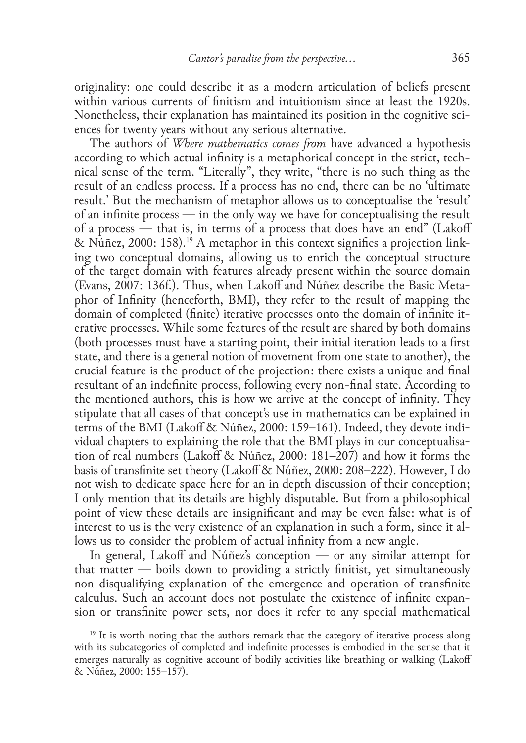originality: one could describe it as a modern articulation of beliefs present within various currents of finitism and intuitionism since at least the 1920s. Nonetheless, their explanation has maintained its position in the cognitive sciences for twenty years without any serious alternative.

The authors of *Where mathematics comes from* have advanced a hypothesis according to which actual infinity is a metaphorical concept in the strict, technical sense of the term. "Literally", they write, "there is no such thing as the result of an endless process. If a process has no end, there can be no 'ultimate result.' But the mechanism of metaphor allows us to conceptualise the 'result' of an infinite process — in the only way we have for conceptualising the result of a process — that is, in terms of a process that does have an end" (Lakoff & Núñez, 2000: 158).[19] A metaphor in this context signifies a projection linking two conceptual domains, allowing us to enrich the conceptual structure of the target domain with features already present within the source domain (Evans, 2007: 136f.). Thus, when Lakoff and Núñez describe the Basic Metaphor of Infinity (henceforth, BMI), they refer to the result of mapping the domain of completed (finite) iterative processes onto the domain of infinite iterative processes. While some features of the result are shared by both domains (both processes must have a starting point, their initial iteration leads to a first state, and there is a general notion of movement from one state to another), the crucial feature is the product of the projection: there exists a unique and final resultant of an indefinite process, following every non-final state. According to the mentioned authors, this is how we arrive at the concept of infinity. They stipulate that all cases of that concept's use in mathematics can be explained in terms of the BMI (Lakoff & Núñez, 2000: 159–161). Indeed, they devote individual chapters to explaining the role that the BMI plays in our conceptualisation of real numbers (Lakoff & Núñez, 2000: 181–207) and how it forms the basis of transfinite set theory (Lakoff & Núñez, 2000: 208–222). However, I do not wish to dedicate space here for an in depth discussion of their conception; I only mention that its details are highly disputable. But from a philosophical point of view these details are insignificant and may be even false: what is of interest to us is the very existence of an explanation in such a form, since it allows us to consider the problem of actual infinity from a new angle.

In general, Lakoff and Núñez's conception — or any similar attempt for that matter — boils down to providing a strictly finitist, yet simultaneously non-disqualifying explanation of the emergence and operation of transfinite calculus. Such an account does not postulate the existence of infinite expansion or transfinite power sets, nor does it refer to any special mathematical

[19] It is worth noting that the authors remark that the category of iterative process along with its subcategories of completed and indefinite processes is embodied in the sense that it emerges naturally as cognitive account of bodily activities like breathing or walking (Lakoff & Núñez, 2000: 155–157).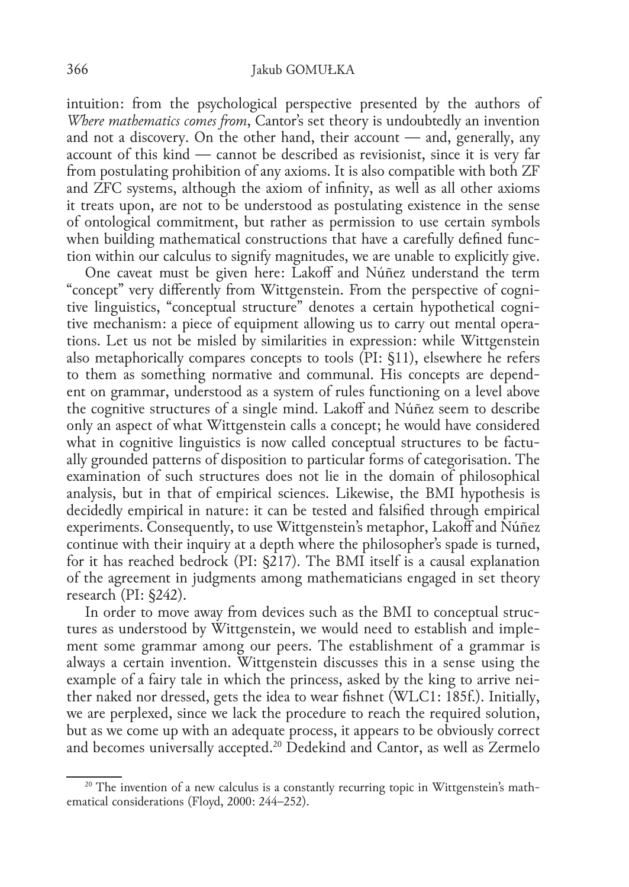intuition: from the psychological perspective presented by the authors of *Where mathematics comes from*, Cantor's set theory is undoubtedly an invention and not a discovery. On the other hand, their account — and, generally, any account of this kind — cannot be described as revisionist, since it is very far from postulating prohibition of any axioms. It is also compatible with both ZF and ZFC systems, although the axiom of infinity, as well as all other axioms it treats upon, are not to be understood as postulating existence in the sense of ontological commitment, but rather as permission to use certain symbols when building mathematical constructions that have a carefully defined function within our calculus to signify magnitudes, we are unable to explicitly give.

One caveat must be given here: Lakoff and Núñez understand the term "concept" very differently from Wittgenstein. From the perspective of cognitive linguistics, "conceptual structure" denotes a certain hypothetical cognitive mechanism: a piece of equipment allowing us to carry out mental operations. Let us not be misled by similarities in expression: while Wittgenstein also metaphorically compares concepts to tools (PI: §11), elsewhere he refers to them as something normative and communal. His concepts are dependent on grammar, understood as a system of rules functioning on a level above the cognitive structures of a single mind. Lakoff and Núñez seem to describe only an aspect of what Wittgenstein calls a concept; he would have considered what in cognitive linguistics is now called conceptual structures to be factually grounded patterns of disposition to particular forms of categorisation. The examination of such structures does not lie in the domain of philosophical analysis, but in that of empirical sciences. Likewise, the BMI hypothesis is decidedly empirical in nature: it can be tested and falsified through empirical experiments. Consequently, to use Wittgenstein's metaphor, Lakoff and Núñez continue with their inquiry at a depth where the philosopher's spade is turned, for it has reached bedrock (PI: §217). The BMI itself is a causal explanation of the agreement in judgments among mathematicians engaged in set theory research (PI: §242).

In order to move away from devices such as the BMI to conceptual structures as understood by Wittgenstein, we would need to establish and implement some grammar among our peers. The establishment of a grammar is always a certain invention. Wittgenstein discusses this in a sense using the example of a fairy tale in which the princess, asked by the king to arrive neither naked nor dressed, gets the idea to wear fishnet (WLC1: 185f.). Initially, we are perplexed, since we lack the procedure to reach the required solution, but as we come up with an adequate process, it appears to be obviously correct and becomes universally accepted.[20] Dedekind and Cantor, as well as Zermelo

[20] The invention of a new calculus is a constantly recurring topic in Wittgenstein's mathematical considerations (Floyd, 2000: 244–252).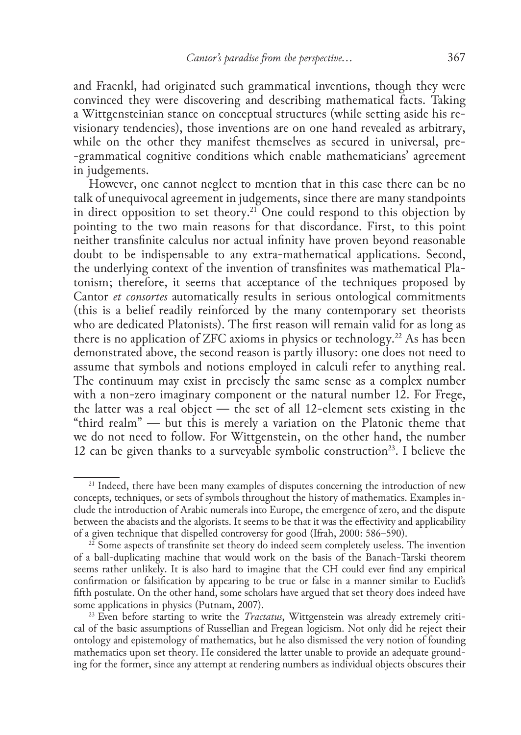and Fraenkl, had originated such grammatical inventions, though they were convinced they were discovering and describing mathematical facts. Taking a Wittgensteinian stance on conceptual structures (while setting aside his revisionary tendencies), those inventions are on one hand revealed as arbitrary, while on the other they manifest themselves as secured in universal, pre-grammatical cognitive conditions which enable mathematicians' agreement in judgements.

However, one cannot neglect to mention that in this case there can be no talk of unequivocal agreement in judgements, since there are many standpoints in direct opposition to set theory.[21] One could respond to this objection by pointing to the two main reasons for that discordance. First, to this point neither transfinite calculus nor actual infinity have proven beyond reasonable doubt to be indispensable to any extra-mathematical applications. Second, the underlying context of the invention of transfinites was mathematical Platonism; therefore, it seems that acceptance of the techniques proposed by Cantor *et consortes* automatically results in serious ontological commitments (this is a belief readily reinforced by the many contemporary set theorists who are dedicated Platonists). The first reason will remain valid for as long as there is no application of ZFC axioms in physics or technology.[22] As has been demonstrated above, the second reason is partly illusory: one does not need to assume that symbols and notions employed in calculi refer to anything real. The continuum may exist in precisely the same sense as a complex number with a non-zero imaginary component or the natural number 12. For Frege, the latter was a real object — the set of all 12-element sets existing in the "third realm" — but this is merely a variation on the Platonic theme that we do not need to follow. For Wittgenstein, on the other hand, the number 12 can be given thanks to a surveyable symbolic construction[23]. I believe the

---

[21] Indeed, there have been many examples of disputes concerning the introduction of new concepts, techniques, or sets of symbols throughout the history of mathematics. Examples include the introduction of Arabic numerals into Europe, the emergence of zero, and the dispute between the abacists and the algorists. It seems to be that it was the effectivity and applicability of a given technique that dispelled controversy for good (Ifrah, 2000: 586–590).

[22] Some aspects of transfinite set theory do indeed seem completely useless. The invention of a ball-duplicating machine that would work on the basis of the Banach-Tarski theorem seems rather unlikely. It is also hard to imagine that the CH could ever find any empirical confirmation or falsification by appearing to be true or false in a manner similar to Euclid's fifth postulate. On the other hand, some scholars have argued that set theory does indeed have some applications in physics (Putnam, 2007).

[23] Even before starting to write the *Tractatus*, Wittgenstein was already extremely critical of the basic assumptions of Russellian and Fregean logicism. Not only did he reject their ontology and epistemology of mathematics, but he also dismissed the very notion of founding mathematics upon set theory. He considered the latter unable to provide an adequate grounding for the former, since any attempt at rendering numbers as individual objects obscures their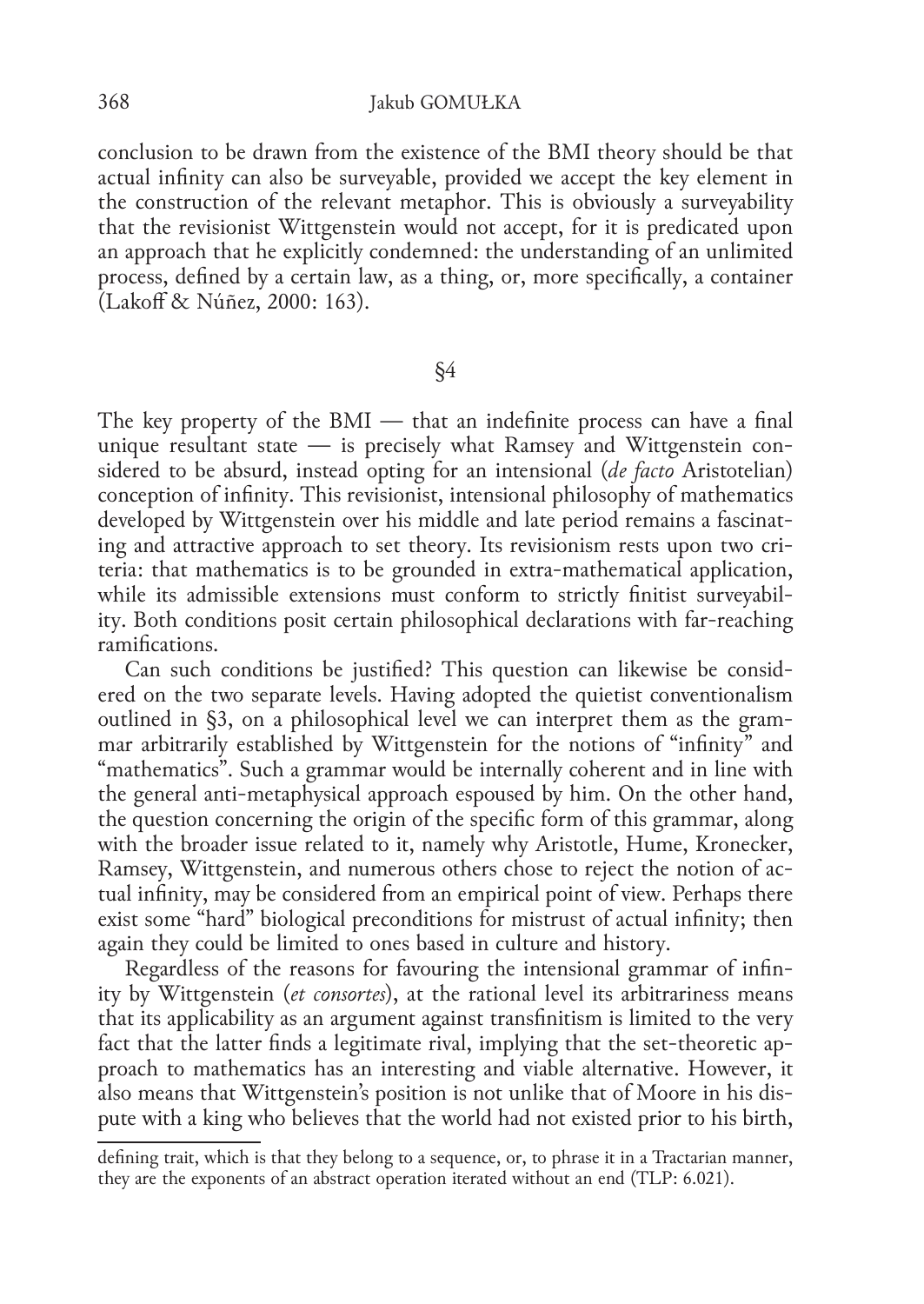conclusion to be drawn from the existence of the BMI theory should be that actual infinity can also be surveyable, provided we accept the key element in the construction of the relevant metaphor. This is obviously a surveyability that the revisionist Wittgenstein would not accept, for it is predicated upon an approach that he explicitly condemned: the understanding of an unlimited process, defined by a certain law, as a thing, or, more specifically, a container (Lakoff & Núñez, 2000: 163).

## §4

The key property of the BMI — that an indefinite process can have a final unique resultant state — is precisely what Ramsey and Wittgenstein considered to be absurd, instead opting for an intensional (*de facto* Aristotelian) conception of infinity. This revisionist, intensional philosophy of mathematics developed by Wittgenstein over his middle and late period remains a fascinating and attractive approach to set theory. Its revisionism rests upon two criteria: that mathematics is to be grounded in extra-mathematical application, while its admissible extensions must conform to strictly finitist surveyability. Both conditions posit certain philosophical declarations with far-reaching ramifications.

Can such conditions be justified? This question can likewise be considered on the two separate levels. Having adopted the quietist conventionalism outlined in §3, on a philosophical level we can interpret them as the grammar arbitrarily established by Wittgenstein for the notions of "infinity" and "mathematics". Such a grammar would be internally coherent and in line with the general anti-metaphysical approach espoused by him. On the other hand, the question concerning the origin of the specific form of this grammar, along with the broader issue related to it, namely why Aristotle, Hume, Kronecker, Ramsey, Wittgenstein, and numerous others chose to reject the notion of actual infinity, may be considered from an empirical point of view. Perhaps there exist some "hard" biological preconditions for mistrust of actual infinity; then again they could be limited to ones based in culture and history.

Regardless of the reasons for favouring the intensional grammar of infinity by Wittgenstein (*et consortes*), at the rational level its arbitrariness means that its applicability as an argument against transfinitism is limited to the very fact that the latter finds a legitimate rival, implying that the set-theoretic approach to mathematics has an interesting and viable alternative. However, it also means that Wittgenstein's position is not unlike that of Moore in his dispute with a king who believes that the world had not existed prior to his birth,

---

defining trait, which is that they belong to a sequence, or, to phrase it in a Tractarian manner, they are the exponents of an abstract operation iterated without an end (TLP: 6.021).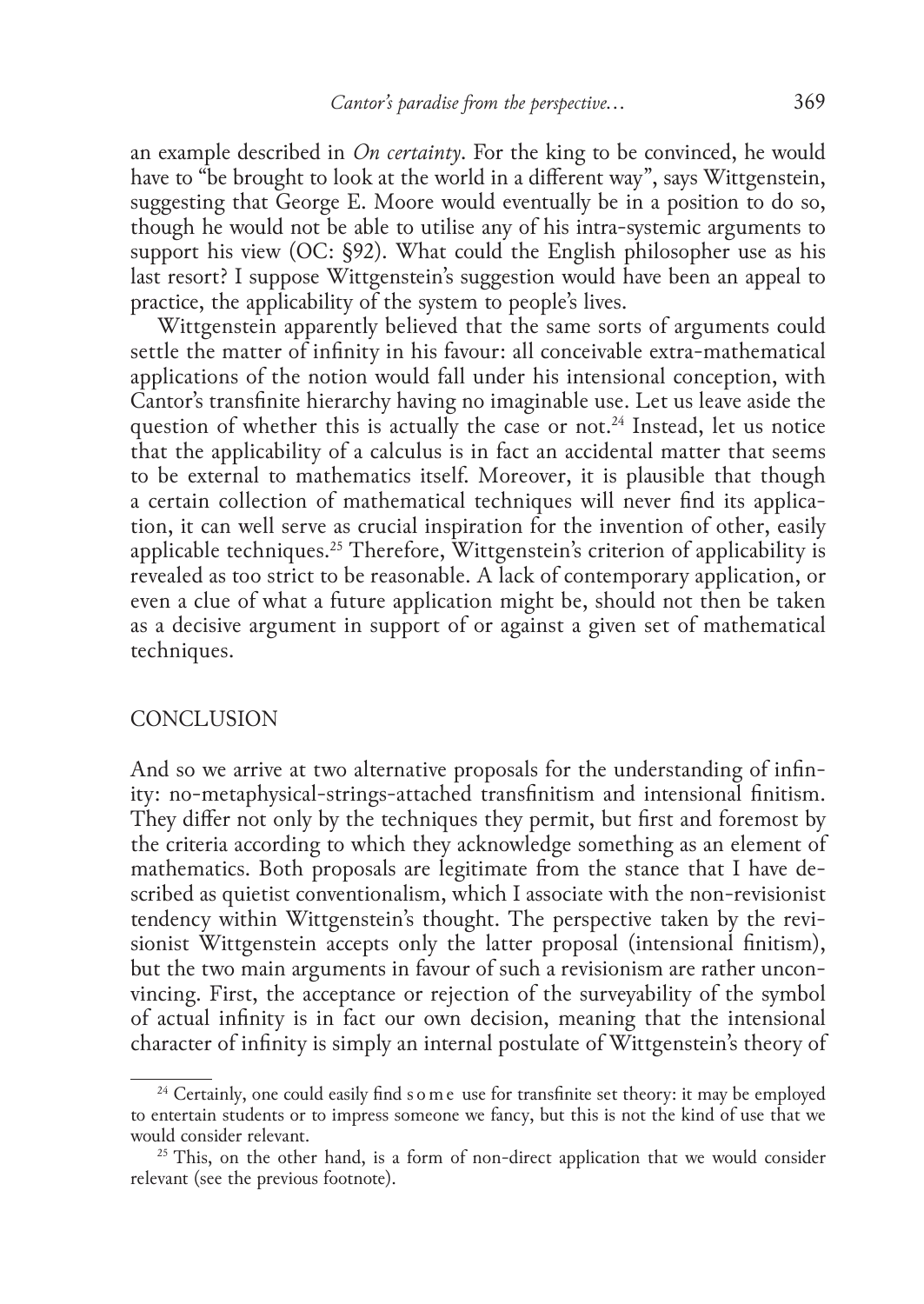an example described in *On certainty*. For the king to be convinced, he would have to "be brought to look at the world in a different way", says Wittgenstein, suggesting that George E. Moore would eventually be in a position to do so, though he would not be able to utilise any of his intra-systemic arguments to support his view (OC: §92). What could the English philosopher use as his last resort? I suppose Wittgenstein's suggestion would have been an appeal to practice, the applicability of the system to people's lives.

Wittgenstein apparently believed that the same sorts of arguments could settle the matter of infinity in his favour: all conceivable extra-mathematical applications of the notion would fall under his intensional conception, with Cantor's transfinite hierarchy having no imaginable use. Let us leave aside the question of whether this is actually the case or not.[24] Instead, let us notice that the applicability of a calculus is in fact an accidental matter that seems to be external to mathematics itself. Moreover, it is plausible that though a certain collection of mathematical techniques will never find its application, it can well serve as crucial inspiration for the invention of other, easily applicable techniques.[25] Therefore, Wittgenstein's criterion of applicability is revealed as too strict to be reasonable. A lack of contemporary application, or even a clue of what a future application might be, should not then be taken as a decisive argument in support of or against a given set of mathematical techniques.

## CONCLUSION

And so we arrive at two alternative proposals for the understanding of infinity: no-metaphysical-strings-attached transfinitism and intensional finitism. They differ not only by the techniques they permit, but first and foremost by the criteria according to which they acknowledge something as an element of mathematics. Both proposals are legitimate from the stance that I have described as quietist conventionalism, which I associate with the non-revisionist tendency within Wittgenstein's thought. The perspective taken by the revisionist Wittgenstein accepts only the latter proposal (intensional finitism), but the two main arguments in favour of such a revisionism are rather unconvincing. First, the acceptance or rejection of the surveyability of the symbol of actual infinity is in fact our own decision, meaning that the intensional character of infinity is simply an internal postulate of Wittgenstein's theory of

[24] Certainly, one could easily find s o m e use for transfinite set theory: it may be employed to entertain students or to impress someone we fancy, but this is not the kind of use that we would consider relevant.

[25] This, on the other hand, is a form of non-direct application that we would consider relevant (see the previous footnote).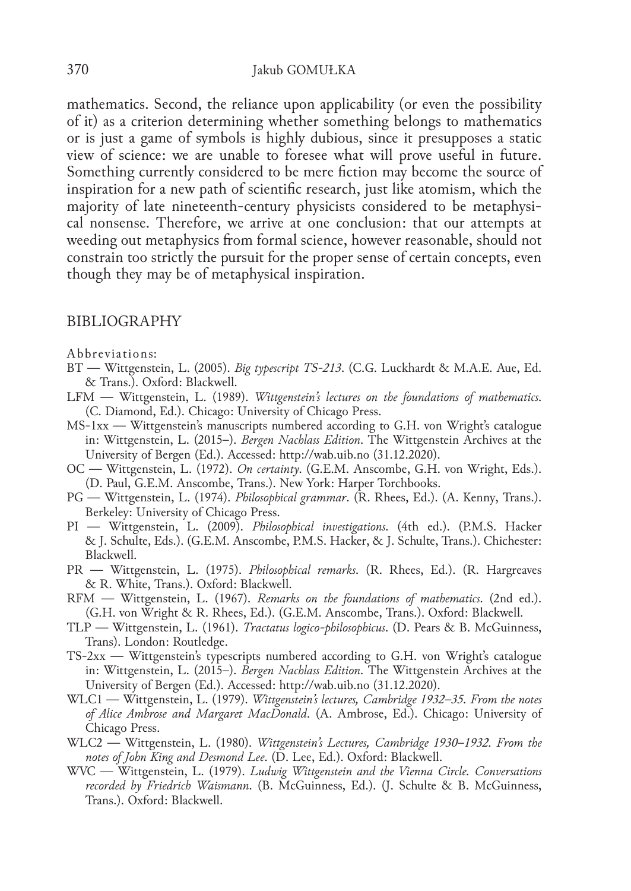mathematics. Second, the reliance upon applicability (or even the possibility of it) as a criterion determining whether something belongs to mathematics or is just a game of symbols is highly dubious, since it presupposes a static view of science: we are unable to foresee what will prove useful in future. Something currently considered to be mere fiction may become the source of inspiration for a new path of scientific research, just like atomism, which the majority of late nineteenth-century physicists considered to be metaphysical nonsense. Therefore, we arrive at one conclusion: that our attempts at weeding out metaphysics from formal science, however reasonable, should not constrain too strictly the pursuit for the proper sense of certain concepts, even though they may be of metaphysical inspiration.

## BIBLIOGRAPHY

Abbreviations:

BT — Wittgenstein, L. (2005). *Big typescript TS-213*. (C.G. Luckhardt & M.A.E. Aue, Ed. & Trans.). Oxford: Blackwell.

LFM — Wittgenstein, L. (1989). *Wittgenstein's lectures on the foundations of mathematics*. (C. Diamond, Ed.). Chicago: University of Chicago Press.

MS-1xx — Wittgenstein's manuscripts numbered according to G.H. von Wright's catalogue in: Wittgenstein, L. (2015–). *Bergen Nachlass Edition*. The Wittgenstein Archives at the University of Bergen (Ed.). Accessed: http://wab.uib.no (31.12.2020).

OC — Wittgenstein, L. (1972). *On certainty*. (G.E.M. Anscombe, G.H. von Wright, Eds.). (D. Paul, G.E.M. Anscombe, Trans.). New York: Harper Torchbooks.

PG — Wittgenstein, L. (1974). *Philosophical grammar*. (R. Rhees, Ed.). (A. Kenny, Trans.). Berkeley: University of Chicago Press.

PI — Wittgenstein, L. (2009). *Philosophical investigations*. (4th ed.). (P.M.S. Hacker & J. Schulte, Eds.). (G.E.M. Anscombe, P.M.S. Hacker, & J. Schulte, Trans.). Chichester: Blackwell.

PR — Wittgenstein, L. (1975). *Philosophical remarks*. (R. Rhees, Ed.). (R. Hargreaves & R. White, Trans.). Oxford: Blackwell.

RFM — Wittgenstein, L. (1967). *Remarks on the foundations of mathematics*. (2nd ed.). (G.H. von Wright & R. Rhees, Ed.). (G.E.M. Anscombe, Trans.). Oxford: Blackwell.

TLP — Wittgenstein, L. (1961). *Tractatus logico-philosophicus*. (D. Pears & B. McGuinness, Trans). London: Routledge.

TS-2xx — Wittgenstein's typescripts numbered according to G.H. von Wright's catalogue in: Wittgenstein, L. (2015–). *Bergen Nachlass Edition*. The Wittgenstein Archives at the University of Bergen (Ed.). Accessed: http://wab.uib.no (31.12.2020).

WLC1 — Wittgenstein, L. (1979). *Wittgenstein's lectures, Cambridge 1932–35. From the notes of Alice Ambrose and Margaret MacDonald*. (A. Ambrose, Ed.). Chicago: University of Chicago Press.

WLC2 — Wittgenstein, L. (1980). *Wittgenstein's Lectures, Cambridge 1930–1932. From the notes of John King and Desmond Lee*. (D. Lee, Ed.). Oxford: Blackwell.

WVC — Wittgenstein, L. (1979). *Ludwig Wittgenstein and the Vienna Circle. Conversations recorded by Friedrich Waismann*. (B. McGuinness, Ed.). (J. Schulte & B. McGuinness, Trans.). Oxford: Blackwell.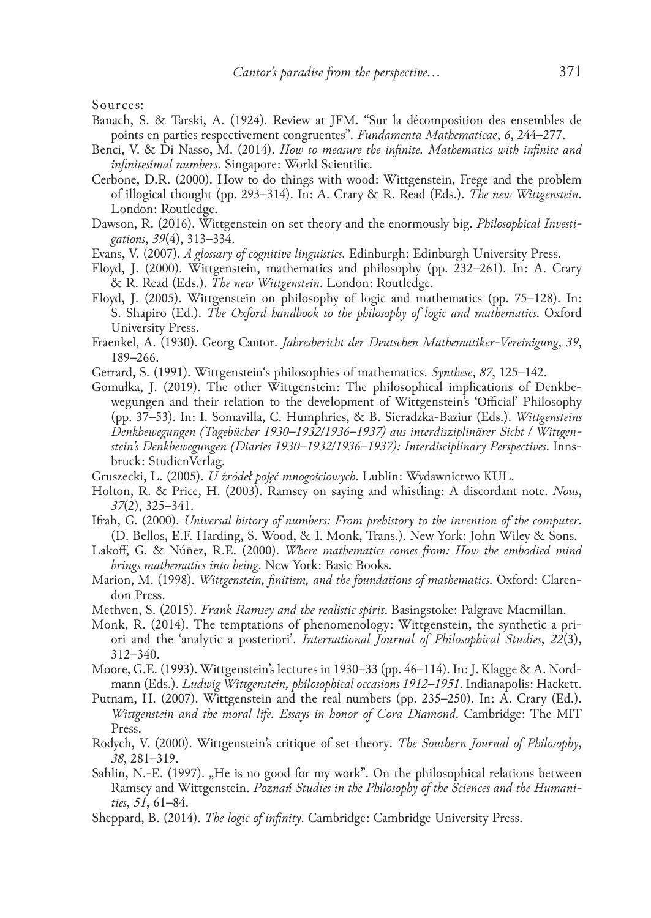Sources:

Banach, S. & Tarski, A. (1924). Review at JFM. "Sur la décomposition des ensembles de points en parties respectivement congruentes". *Fundamenta Mathematicae*, *6*, 244–277.

Benci, V. & Di Nasso, M. (2014). *How to measure the infinite. Mathematics with infinite and infinitesimal numbers*. Singapore: World Scientific.

Cerbone, D.R. (2000). How to do things with wood: Wittgenstein, Frege and the problem of illogical thought (pp. 293–314). In: A. Crary & R. Read (Eds.). *The new Wittgenstein*. London: Routledge.

Dawson, R. (2016). Wittgenstein on set theory and the enormously big. *Philosophical Investigations*, *39*(4), 313–334.

Evans, V. (2007). *A glossary of cognitive linguistics*. Edinburgh: Edinburgh University Press.

Floyd, J. (2000). Wittgenstein, mathematics and philosophy (pp. 232–261). In: A. Crary & R. Read (Eds.). *The new Wittgenstein*. London: Routledge.

Floyd, J. (2005). Wittgenstein on philosophy of logic and mathematics (pp. 75–128). In: S. Shapiro (Ed.). *The Oxford handbook to the philosophy of logic and mathematics*. Oxford University Press.

Fraenkel, A. (1930). Georg Cantor. *Jahresbericht der Deutschen Mathematiker-Vereinigung*, *39*, 189–266.

Gerrard, S. (1991). Wittgenstein's philosophies of mathematics. *Synthese*, *87*, 125–142.

Gomułka, J. (2019). The other Wittgenstein: The philosophical implications of Denkbewegungen and their relation to the development of Wittgenstein's 'Official' Philosophy (pp. 37–53). In: I. Somavilla, C. Humphries, & B. Sieradzka-Baziur (Eds.). *Wittgensteins Denkbewegungen (Tagebücher 1930–1932/1936–1937) aus interdisziplinärer Sicht / Wittgenstein's Denkbewegungen (Diaries 1930–1932/1936–1937): Interdisciplinary Perspectives*. Innsbruck: StudienVerlag.

Gruszecki, L. (2005). *U źródeł pojęć mnogościowych*. Lublin: Wydawnictwo KUL.

Holton, R. & Price, H. (2003). Ramsey on saying and whistling: A discordant note. *Nous*, *37*(2), 325–341.

Ifrah, G. (2000). *Universal history of numbers: From prehistory to the invention of the computer*. (D. Bellos, E.F. Harding, S. Wood, & I. Monk, Trans.). New York: John Wiley & Sons.

Lakoff, G. & Núñez, R.E. (2000). *Where mathematics comes from: How the embodied mind brings mathematics into being*. New York: Basic Books.

Marion, M. (1998). *Wittgenstein, finitism, and the foundations of mathematics*. Oxford: Clarendon Press.

Methven, S. (2015). *Frank Ramsey and the realistic spirit*. Basingstoke: Palgrave Macmillan.

Monk, R. (2014). The temptations of phenomenology: Wittgenstein, the synthetic a priori and the 'analytic a posteriori'. *International Journal of Philosophical Studies*, *22*(3), 312–340.

Moore, G.E. (1993). Wittgenstein's lectures in 1930–33 (pp. 46–114). In: J. Klagge & A. Nordmann (Eds.). *Ludwig Wittgenstein, philosophical occasions 1912–1951*. Indianapolis: Hackett.

Putnam, H. (2007). Wittgenstein and the real numbers (pp. 235–250). In: A. Crary (Ed.). *Wittgenstein and the moral life. Essays in honor of Cora Diamond*. Cambridge: The MIT Press.

Rodych, V. (2000). Wittgenstein's critique of set theory. *The Southern Journal of Philosophy*, *38*, 281–319.

Sahlin, N.-E. (1997). „He is no good for my work". On the philosophical relations between Ramsey and Wittgenstein. *Poznań Studies in the Philosophy of the Sciences and the Humanities*, *51*, 61–84.

Sheppard, B. (2014). *The logic of infinity*. Cambridge: Cambridge University Press.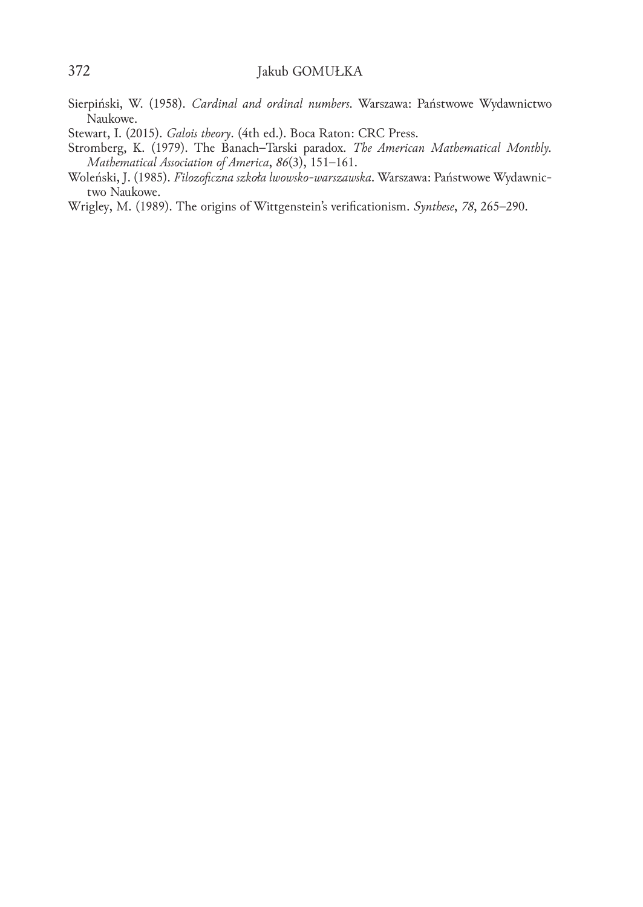Sierpiński, W. (1958). *Cardinal and ordinal numbers*. Warszawa: Państwowe Wydawnictwo Naukowe.

Stewart, I. (2015). *Galois theory*. (4th ed.). Boca Raton: CRC Press.

Stromberg, K. (1979). The Banach–Tarski paradox. *The American Mathematical Monthly. Mathematical Association of America*, *86*(3), 151–161.

Woleński, J. (1985). *Filozoficzna szkoła lwowsko-warszawska*. Warszawa: Państwowe Wydawnictwo Naukowe.

Wrigley, M. (1989). The origins of Wittgenstein's verificationism. *Synthese*, *78*, 265–290.